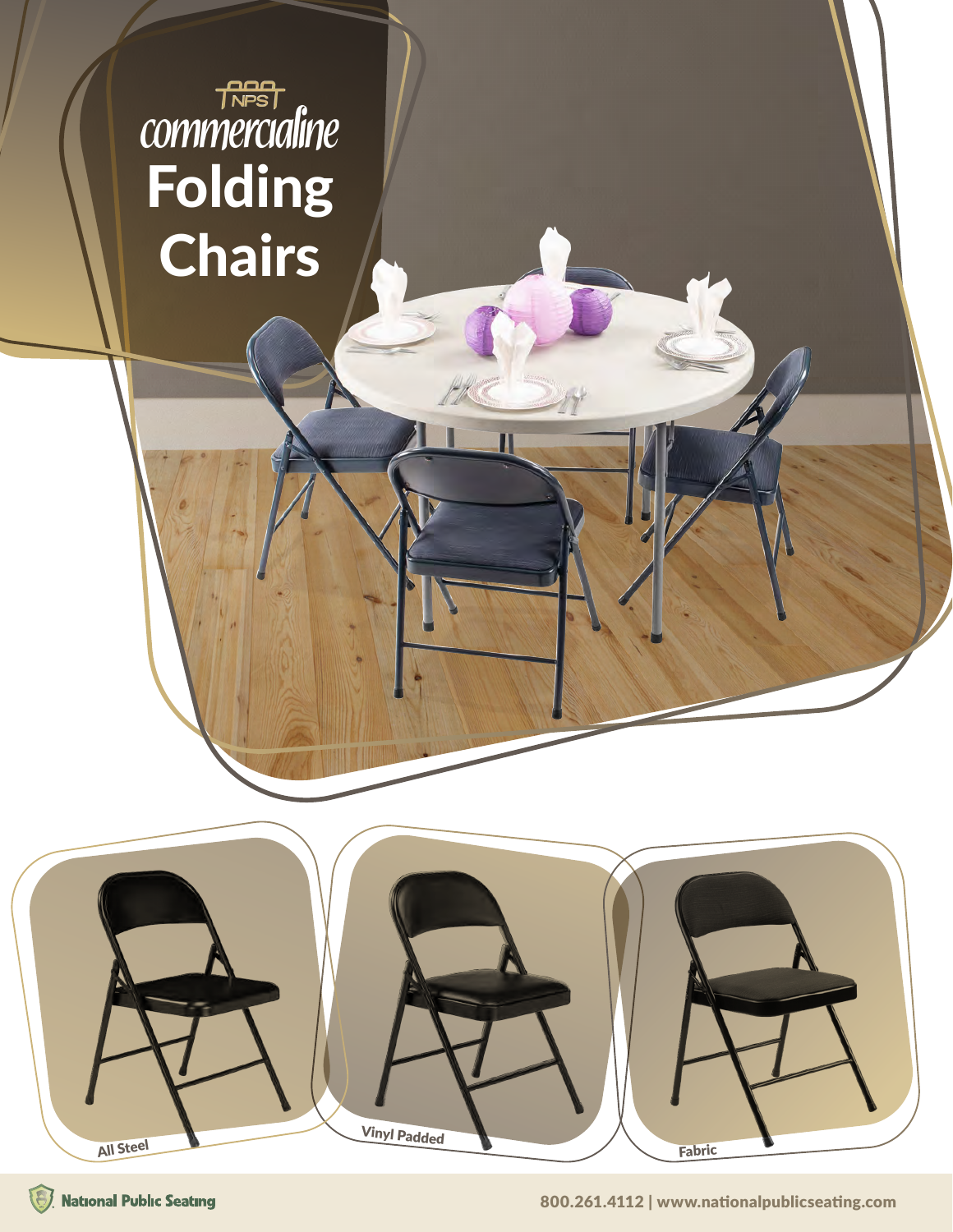NPS

commercialine

# Folding Chairs

All Steel

Vinyl Padded

Fabric

National Public Seating

800.261.4112 | www.nationalpublicseating.com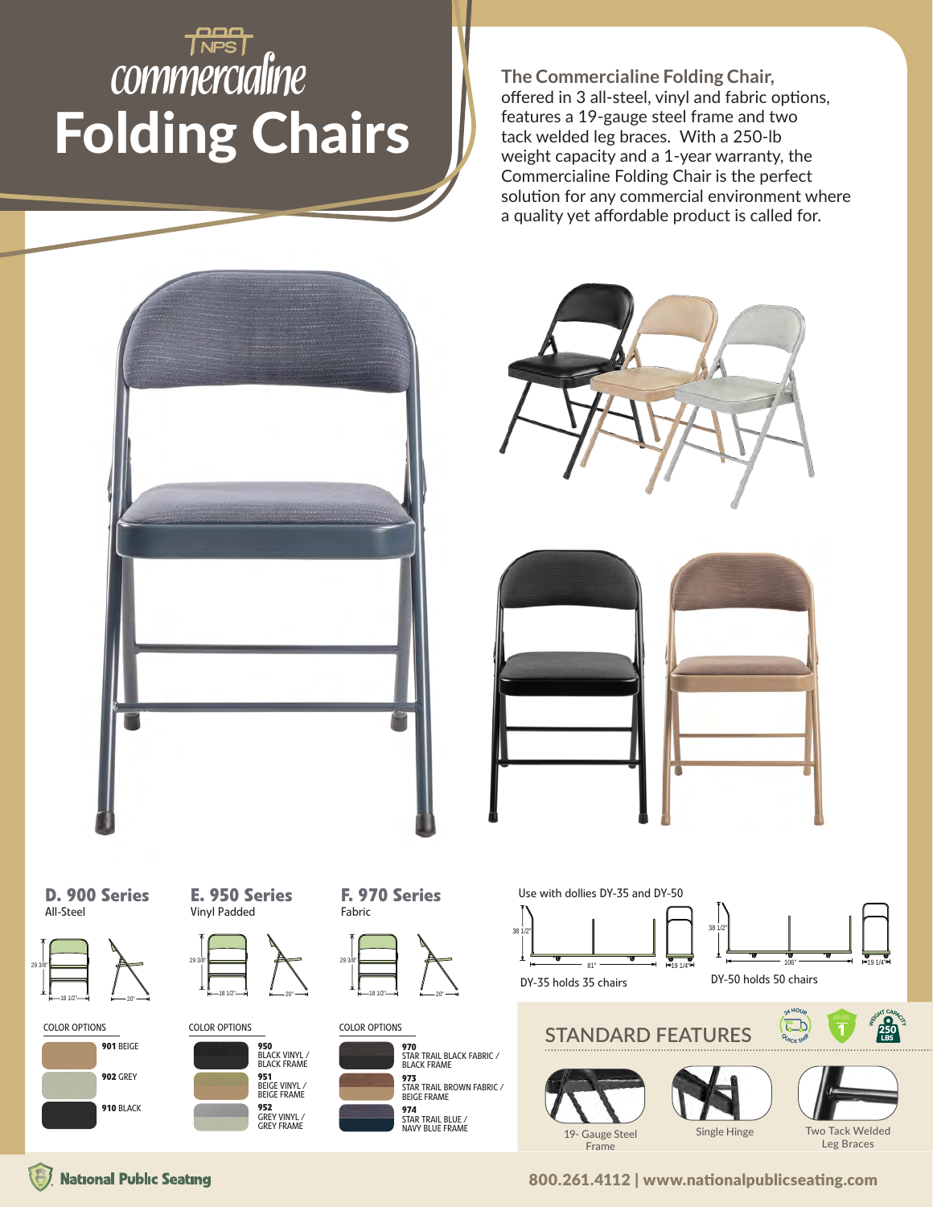NPS

commercialine

# Folding Chairs

**The Commercialine Folding Chair,** offered in 3 all-steel, vinyl and fabric options, features a 19-gauge steel frame and two tack welded leg braces. With a 250-lb weight capacity and a 1-year warranty, the Commercialine Folding Chair is the perfect solution for any commercial environment where a quality yet affordable product is called for.

## D. 900 Series

All-Steel

29 3/8"
18 1/2"
20"

COLOR OPTIONS

- **901** BEIGE
- **902** GREY
- **910** BLACK

## E. 950 Series

Vinyl Padded

29 3/8"
18 1/2"
20"

COLOR OPTIONS

- **950** BLACK VINYL / BLACK FRAME
- **951** BEIGE VINYL / BEIGE FRAME
- **952** GREY VINYL / GREY FRAME

## F. 970 Series

Fabric

29 3/8"
18 1/2"
20"

COLOR OPTIONS

- **970** STAR TRAIL BLACK FABRIC / BLACK FRAME
- **973** STAR TRAIL BROWN FABRIC / BEIGE FRAME
- **974** STAR TRAIL BLUE / NAVY BLUE FRAME

Use with dollies DY-35 and DY-50

38 1/2"
81"
19 1/4"

DY-35 holds 35 chairs

38 1/2"
106"
19 1/4"

DY-50 holds 50 chairs

## STANDARD FEATURES

24 HOUR QUICK SHIP
1
WEIGHT CAPACITY 250 LBS

- 19- Gauge Steel Frame
- Single Hinge
- Two Tack Welded Leg Braces

National Public Seating

800.261.4112 | www.nationalpublicseating.com